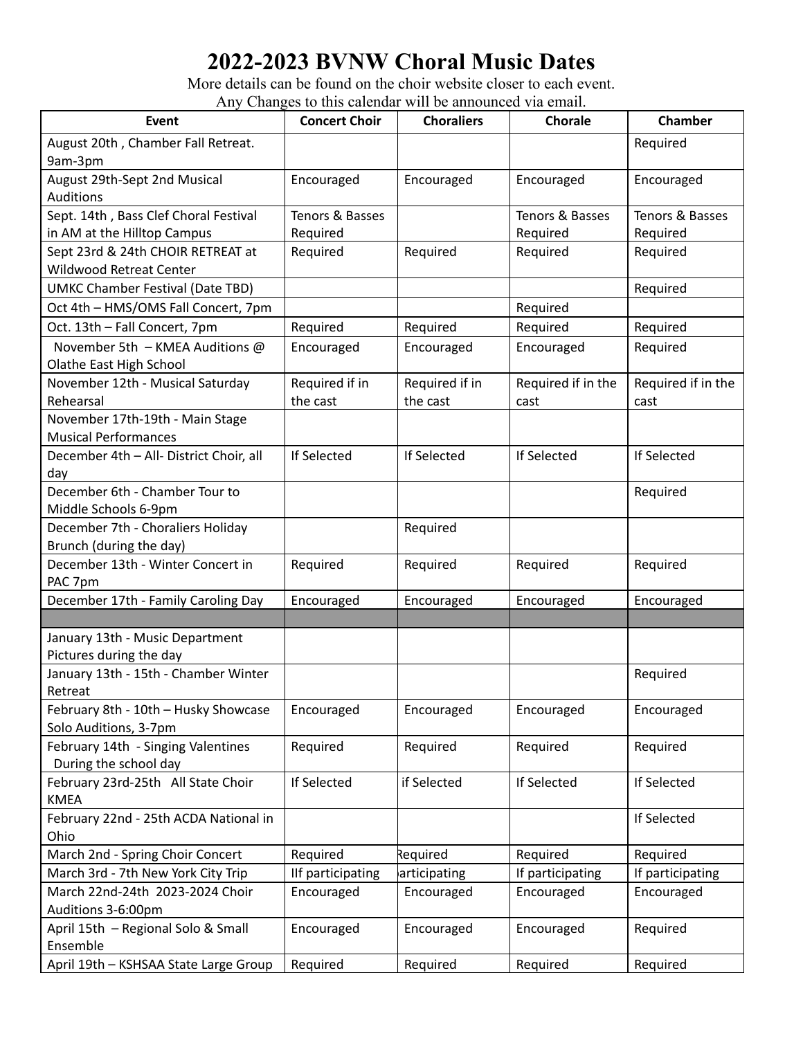# 2022-2023 BVNW Choral Music Dates

More details can be found on the choir website closer to each event.
Any Changes to this calendar will be announced via email.

| Event | Concert Choir | Choraliers | Chorale | Chamber |
|---|---|---|---|---|
| August 20th , Chamber Fall Retreat. 9am-3pm | | | | Required |
| August 29th-Sept 2nd Musical Auditions | Encouraged | Encouraged | Encouraged | Encouraged |
| Sept. 14th , Bass Clef Choral Festival in AM at the Hilltop Campus | Tenors & Basses Required | | Tenors & Basses Required | Tenors & Basses Required |
| Sept 23rd & 24th CHOIR RETREAT at Wildwood Retreat Center | Required | Required | Required | Required |
| UMKC Chamber Festival (Date TBD) | | | | Required |
| Oct 4th – HMS/OMS Fall Concert, 7pm | | | Required | |
| Oct. 13th – Fall Concert, 7pm | Required | Required | Required | Required |
| November 5th – KMEA Auditions @ Olathe East High School | Encouraged | Encouraged | Encouraged | Required |
| November 12th - Musical Saturday Rehearsal | Required if in the cast | Required if in the cast | Required if in the cast | Required if in the cast |
| November 17th-19th - Main Stage Musical Performances | | | | |
| December 4th – All- District Choir, all day | If Selected | If Selected | If Selected | If Selected |
| December 6th - Chamber Tour to Middle Schools 6-9pm | | | | Required |
| December 7th - Choraliers Holiday Brunch (during the day) | | Required | | |
| December 13th - Winter Concert in PAC 7pm | Required | Required | Required | Required |
| December 17th - Family Caroling Day | Encouraged | Encouraged | Encouraged | Encouraged |
| | | | | |
| January 13th - Music Department Pictures during the day | | | | |
| January 13th - 15th - Chamber Winter Retreat | | | | Required |
| February 8th - 10th – Husky Showcase Solo Auditions, 3-7pm | Encouraged | Encouraged | Encouraged | Encouraged |
| February 14th - Singing Valentines During the school day | Required | Required | Required | Required |
| February 23rd-25th All State Choir KMEA | If Selected | if Selected | If Selected | If Selected |
| February 22nd - 25th ACDA National in Ohio | | | | If Selected |
| March 2nd - Spring Choir Concert | Required | Required | Required | Required |
| March 3rd - 7th New York City Trip | IIf participating | articipating | If participating | If participating |
| March 22nd-24th 2023-2024 Choir Auditions 3-6:00pm | Encouraged | Encouraged | Encouraged | Encouraged |
| April 15th – Regional Solo & Small Ensemble | Encouraged | Encouraged | Encouraged | Required |
| April 19th – KSHSAA State Large Group | Required | Required | Required | Required |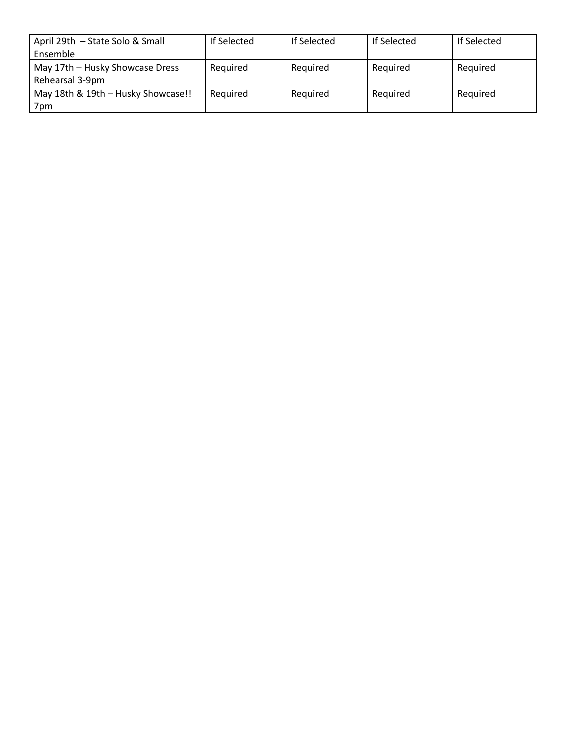| | | | | |
|---|---|---|---|---|
| April 29th – State Solo & Small Ensemble | If Selected | If Selected | If Selected | If Selected |
| May 17th – Husky Showcase Dress Rehearsal 3-9pm | Required | Required | Required | Required |
| May 18th & 19th – Husky Showcase!! 7pm | Required | Required | Required | Required |